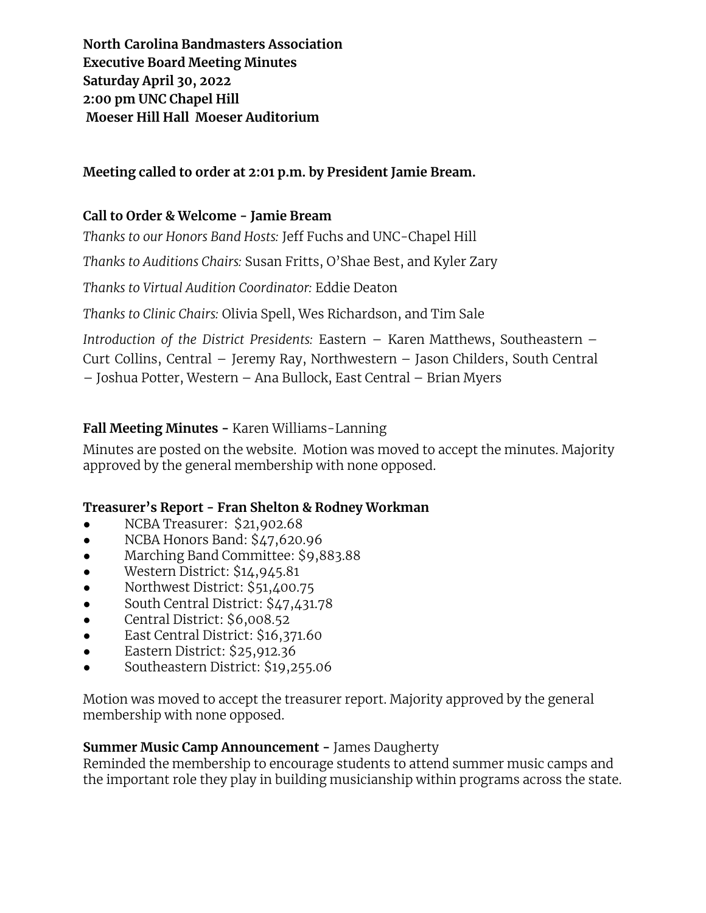**North Carolina Bandmasters Association**
**Executive Board Meeting Minutes**
**Saturday April 30, 2022**
**2:00 pm UNC Chapel Hill**
**Moeser Hill Hall Moeser Auditorium**

**Meeting called to order at 2:01 p.m. by President Jamie Bream.**

**Call to Order & Welcome - Jamie Bream**

*Thanks to our Honors Band Hosts:* Jeff Fuchs and UNC-Chapel Hill

*Thanks to Auditions Chairs:* Susan Fritts, O'Shae Best, and Kyler Zary

*Thanks to Virtual Audition Coordinator:* Eddie Deaton

*Thanks to Clinic Chairs:* Olivia Spell, Wes Richardson, and Tim Sale

*Introduction of the District Presidents:* Eastern – Karen Matthews, Southeastern – Curt Collins, Central – Jeremy Ray, Northwestern – Jason Childers, South Central – Joshua Potter, Western – Ana Bullock, East Central – Brian Myers

**Fall Meeting Minutes -** Karen Williams-Lanning

Minutes are posted on the website. Motion was moved to accept the minutes. Majority approved by the general membership with none opposed.

**Treasurer's Report - Fran Shelton & Rodney Workman**

- NCBA Treasurer: $21,902.68
- NCBA Honors Band: $47,620.96
- Marching Band Committee: $9,883.88
- Western District: $14,945.81
- Northwest District: $51,400.75
- South Central District: $47,431.78
- Central District: $6,008.52
- East Central District: $16,371.60
- Eastern District: $25,912.36
- Southeastern District: $19,255.06

Motion was moved to accept the treasurer report. Majority approved by the general membership with none opposed.

**Summer Music Camp Announcement -** James Daugherty
Reminded the membership to encourage students to attend summer music camps and the important role they play in building musicianship within programs across the state.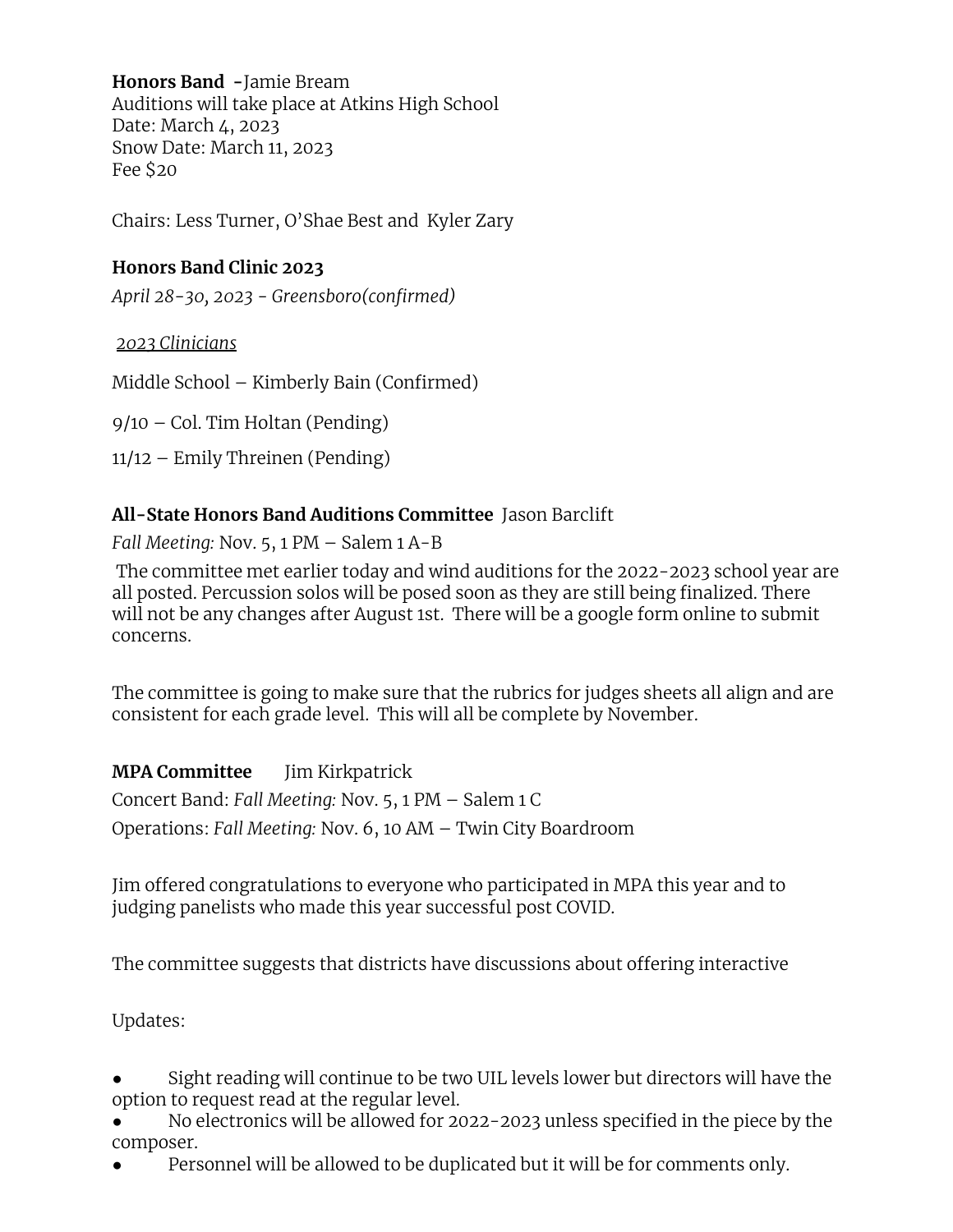**Honors Band -**Jamie Bream
Auditions will take place at Atkins High School
Date: March 4, 2023
Snow Date: March 11, 2023
Fee $20

Chairs: Less Turner, O'Shae Best and Kyler Zary

**Honors Band Clinic 2023**

*April 28-30, 2023 - Greensboro(confirmed)*

<u>*2023 Clinicians*</u>

Middle School – Kimberly Bain (Confirmed)

9/10 – Col. Tim Holtan (Pending)

11/12 – Emily Threinen (Pending)

**All-State Honors Band Auditions Committee** Jason Barclift

*Fall Meeting:* Nov. 5, 1 PM – Salem 1 A-B

The committee met earlier today and wind auditions for the 2022-2023 school year are all posted. Percussion solos will be posed soon as they are still being finalized. There will not be any changes after August 1st. There will be a google form online to submit concerns.

The committee is going to make sure that the rubrics for judges sheets all align and are consistent for each grade level. This will all be complete by November.

**MPA Committee** Jim Kirkpatrick

Concert Band: *Fall Meeting:* Nov. 5, 1 PM – Salem 1 C

Operations: *Fall Meeting:* Nov. 6, 10 AM – Twin City Boardroom

Jim offered congratulations to everyone who participated in MPA this year and to judging panelists who made this year successful post COVID.

The committee suggests that districts have discussions about offering interactive

Updates:

- Sight reading will continue to be two UIL levels lower but directors will have the option to request read at the regular level.
- No electronics will be allowed for 2022-2023 unless specified in the piece by the composer.
- Personnel will be allowed to be duplicated but it will be for comments only.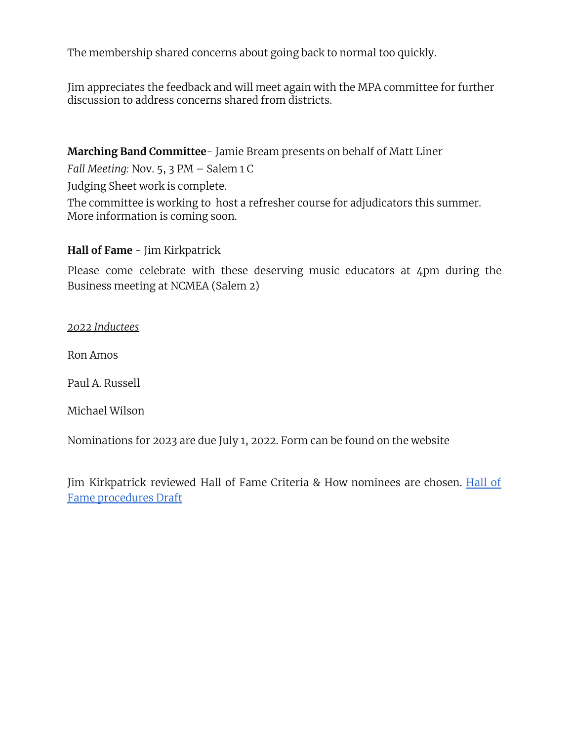The membership shared concerns about going back to normal too quickly.

Jim appreciates the feedback and will meet again with the MPA committee for further discussion to address concerns shared from districts.

**Marching Band Committee**- Jamie Bream presents on behalf of Matt Liner

*Fall Meeting:* Nov. 5, 3 PM – Salem 1 C

Judging Sheet work is complete.

The committee is working to host a refresher course for adjudicators this summer. More information is coming soon.

**Hall of Fame** - Jim Kirkpatrick

Please come celebrate with these deserving music educators at 4pm during the Business meeting at NCMEA (Salem 2)

*2022 Inductees*

Ron Amos

Paul A. Russell

Michael Wilson

Nominations for 2023 are due July 1, 2022. Form can be found on the website

Jim Kirkpatrick reviewed Hall of Fame Criteria & How nominees are chosen. Hall of Fame procedures Draft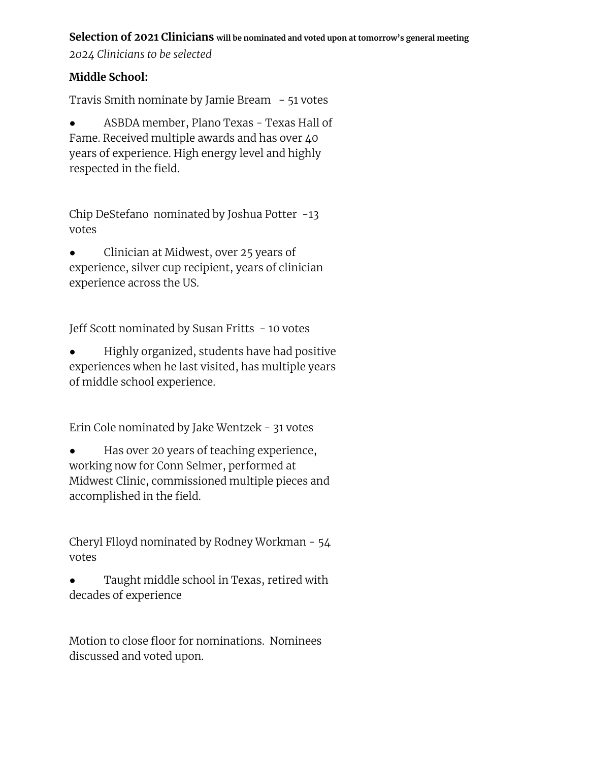**Selection of 2021 Clinicians** **will be nominated and voted upon at tomorrow's general meeting**

*2024 Clinicians to be selected*

**Middle School:**

Travis Smith nominate by Jamie Bream - 51 votes

- ASBDA member, Plano Texas - Texas Hall of Fame. Received multiple awards and has over 40 years of experience. High energy level and highly respected in the field.

Chip DeStefano nominated by Joshua Potter -13 votes

- Clinician at Midwest, over 25 years of experience, silver cup recipient, years of clinician experience across the US.

Jeff Scott nominated by Susan Fritts - 10 votes

- Highly organized, students have had positive experiences when he last visited, has multiple years of middle school experience.

Erin Cole nominated by Jake Wentzek - 31 votes

- Has over 20 years of teaching experience, working now for Conn Selmer, performed at Midwest Clinic, commissioned multiple pieces and accomplished in the field.

Cheryl Flloyd nominated by Rodney Workman - 54 votes

- Taught middle school in Texas, retired with decades of experience

Motion to close floor for nominations. Nominees discussed and voted upon.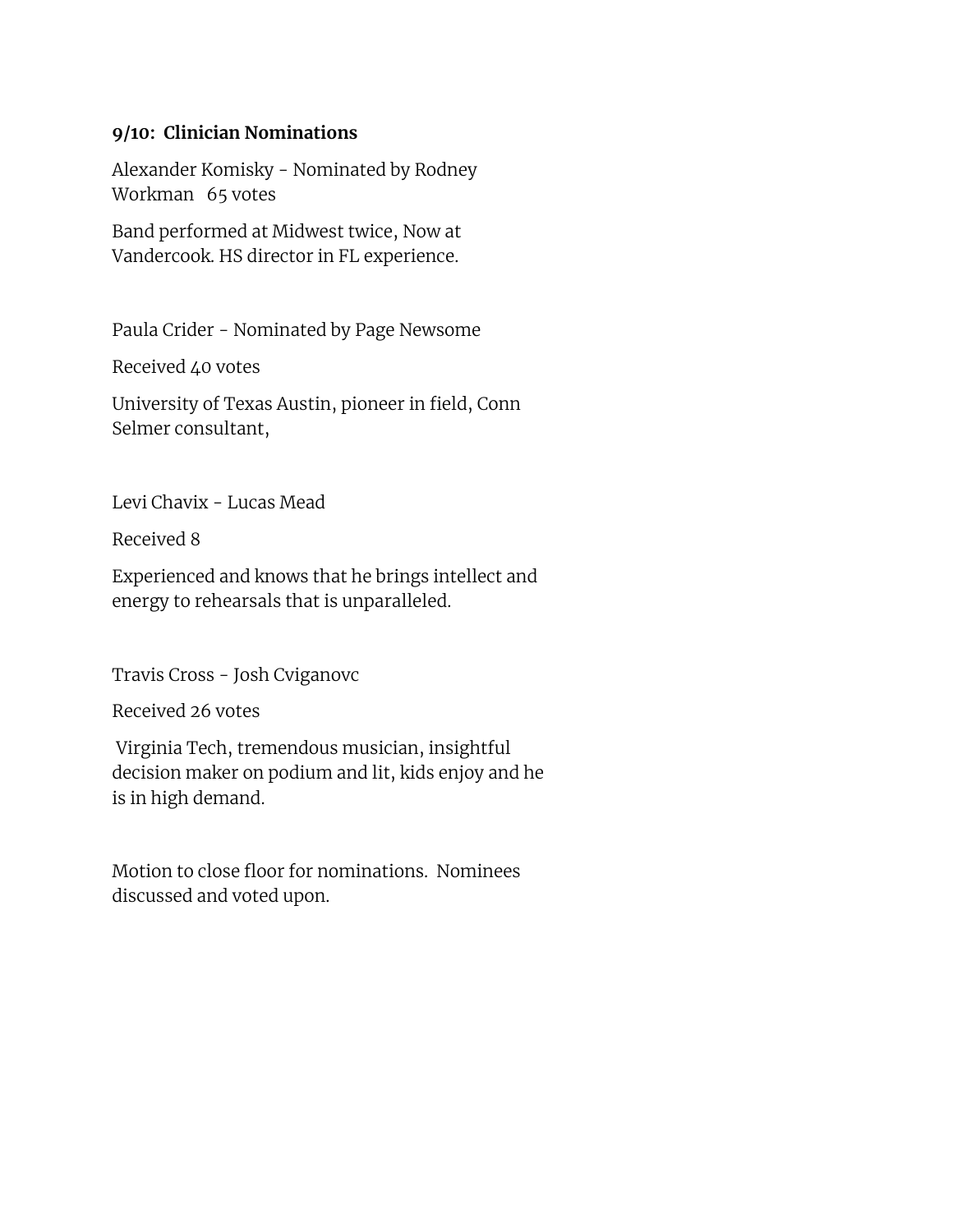**9/10: Clinician Nominations**

Alexander Komisky - Nominated by Rodney Workman 65 votes

Band performed at Midwest twice, Now at Vandercook. HS director in FL experience.

Paula Crider - Nominated by Page Newsome

Received 40 votes

University of Texas Austin, pioneer in field, Conn Selmer consultant,

Levi Chavix - Lucas Mead

Received 8

Experienced and knows that he brings intellect and energy to rehearsals that is unparalleled.

Travis Cross - Josh Cviganovc

Received 26 votes

Virginia Tech, tremendous musician, insightful decision maker on podium and lit, kids enjoy and he is in high demand.

Motion to close floor for nominations. Nominees discussed and voted upon.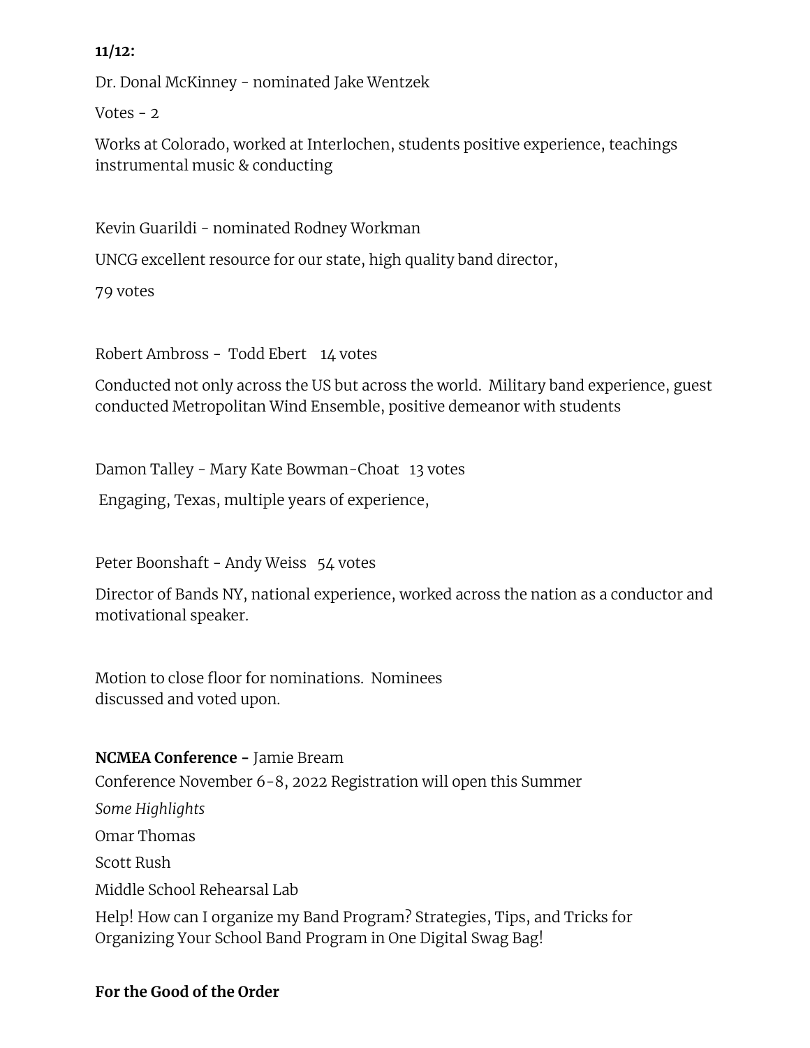**11/12:**

Dr. Donal McKinney - nominated Jake Wentzek

Votes - 2

Works at Colorado, worked at Interlochen, students positive experience, teachings instrumental music & conducting

Kevin Guarildi - nominated Rodney Workman

UNCG excellent resource for our state, high quality band director,

79 votes

Robert Ambross - Todd Ebert 14 votes

Conducted not only across the US but across the world. Military band experience, guest conducted Metropolitan Wind Ensemble, positive demeanor with students

Damon Talley - Mary Kate Bowman-Choat 13 votes

Engaging, Texas, multiple years of experience,

Peter Boonshaft - Andy Weiss 54 votes

Director of Bands NY, national experience, worked across the nation as a conductor and motivational speaker.

Motion to close floor for nominations. Nominees discussed and voted upon.

**NCMEA Conference -** Jamie Bream

Conference November 6-8, 2022 Registration will open this Summer

*Some Highlights*

Omar Thomas

Scott Rush

Middle School Rehearsal Lab

Help! How can I organize my Band Program? Strategies, Tips, and Tricks for Organizing Your School Band Program in One Digital Swag Bag!

**For the Good of the Order**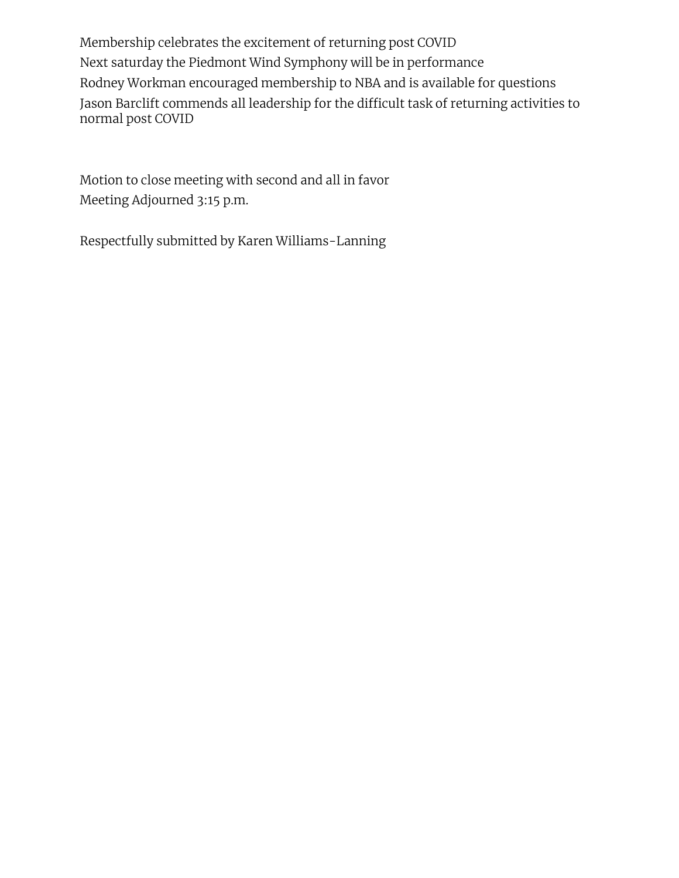Membership celebrates the excitement of returning post COVID

Next saturday the Piedmont Wind Symphony will be in performance

Rodney Workman encouraged membership to NBA and is available for questions

Jason Barclift commends all leadership for the difficult task of returning activities to normal post COVID

Motion to close meeting with second and all in favor

Meeting Adjourned 3:15 p.m.

Respectfully submitted by Karen Williams-Lanning